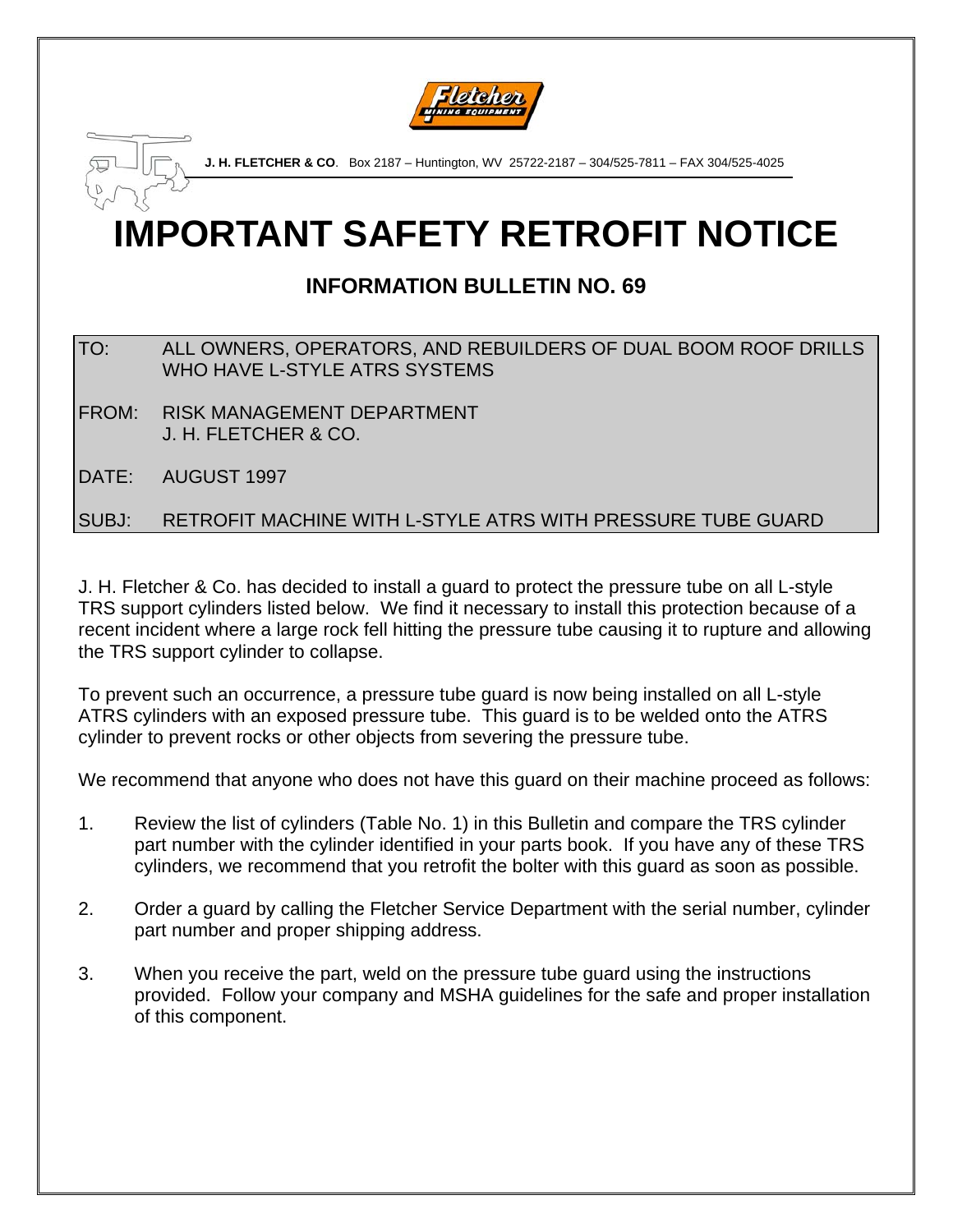**J. H. FLETCHER & CO**. Box 2187 – Huntington, WV 25722-2187 – 304/525-7811 – FAX 304/525-4025

# IMPORTANT SAFETY RETROFIT NOTICE

## INFORMATION BULLETIN NO. 69

| | |
|---|---|
| TO: | ALL OWNERS, OPERATORS, AND REBUILDERS OF DUAL BOOM ROOF DRILLS WHO HAVE L-STYLE ATRS SYSTEMS |
| FROM: | RISK MANAGEMENT DEPARTMENT J. H. FLETCHER & CO. |
| DATE: | AUGUST 1997 |
| SUBJ: | RETROFIT MACHINE WITH L-STYLE ATRS WITH PRESSURE TUBE GUARD |

J. H. Fletcher & Co. has decided to install a guard to protect the pressure tube on all L-style TRS support cylinders listed below. We find it necessary to install this protection because of a recent incident where a large rock fell hitting the pressure tube causing it to rupture and allowing the TRS support cylinder to collapse.

To prevent such an occurrence, a pressure tube guard is now being installed on all L-style ATRS cylinders with an exposed pressure tube. This guard is to be welded onto the ATRS cylinder to prevent rocks or other objects from severing the pressure tube.

We recommend that anyone who does not have this guard on their machine proceed as follows:

1. Review the list of cylinders (Table No. 1) in this Bulletin and compare the TRS cylinder part number with the cylinder identified in your parts book. If you have any of these TRS cylinders, we recommend that you retrofit the bolter with this guard as soon as possible.

2. Order a guard by calling the Fletcher Service Department with the serial number, cylinder part number and proper shipping address.

3. When you receive the part, weld on the pressure tube guard using the instructions provided. Follow your company and MSHA guidelines for the safe and proper installation of this component.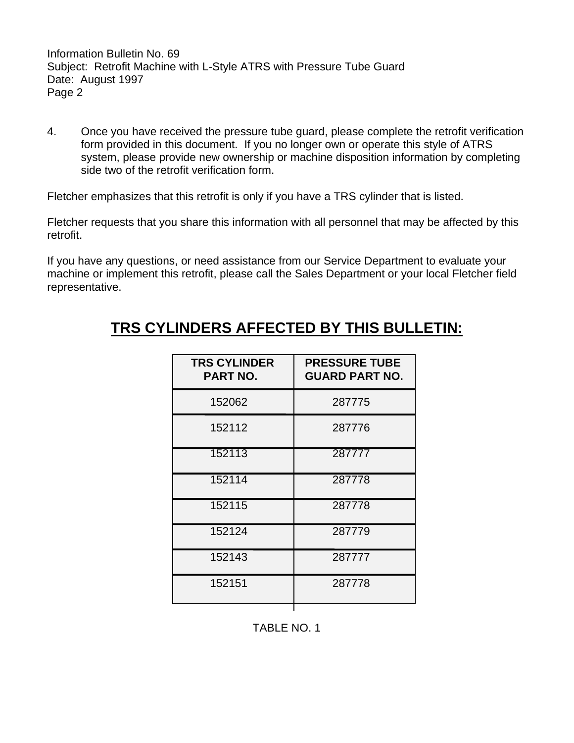4. Once you have received the pressure tube guard, please complete the retrofit verification form provided in this document. If you no longer own or operate this style of ATRS system, please provide new ownership or machine disposition information by completing side two of the retrofit verification form.

Fletcher emphasizes that this retrofit is only if you have a TRS cylinder that is listed.

Fletcher requests that you share this information with all personnel that may be affected by this retrofit.

If you have any questions, or need assistance from our Service Department to evaluate your machine or implement this retrofit, please call the Sales Department or your local Fletcher field representative.

## TRS CYLINDERS AFFECTED BY THIS BULLETIN:

| TRS CYLINDER PART NO. | PRESSURE TUBE GUARD PART NO. |
|---|---|
| 152062 | 287775 |
| 152112 | 287776 |
| 152113 | 287777 |
| 152114 | 287778 |
| 152115 | 287778 |
| 152124 | 287779 |
| 152143 | 287777 |
| 152151 | 287778 |

TABLE NO. 1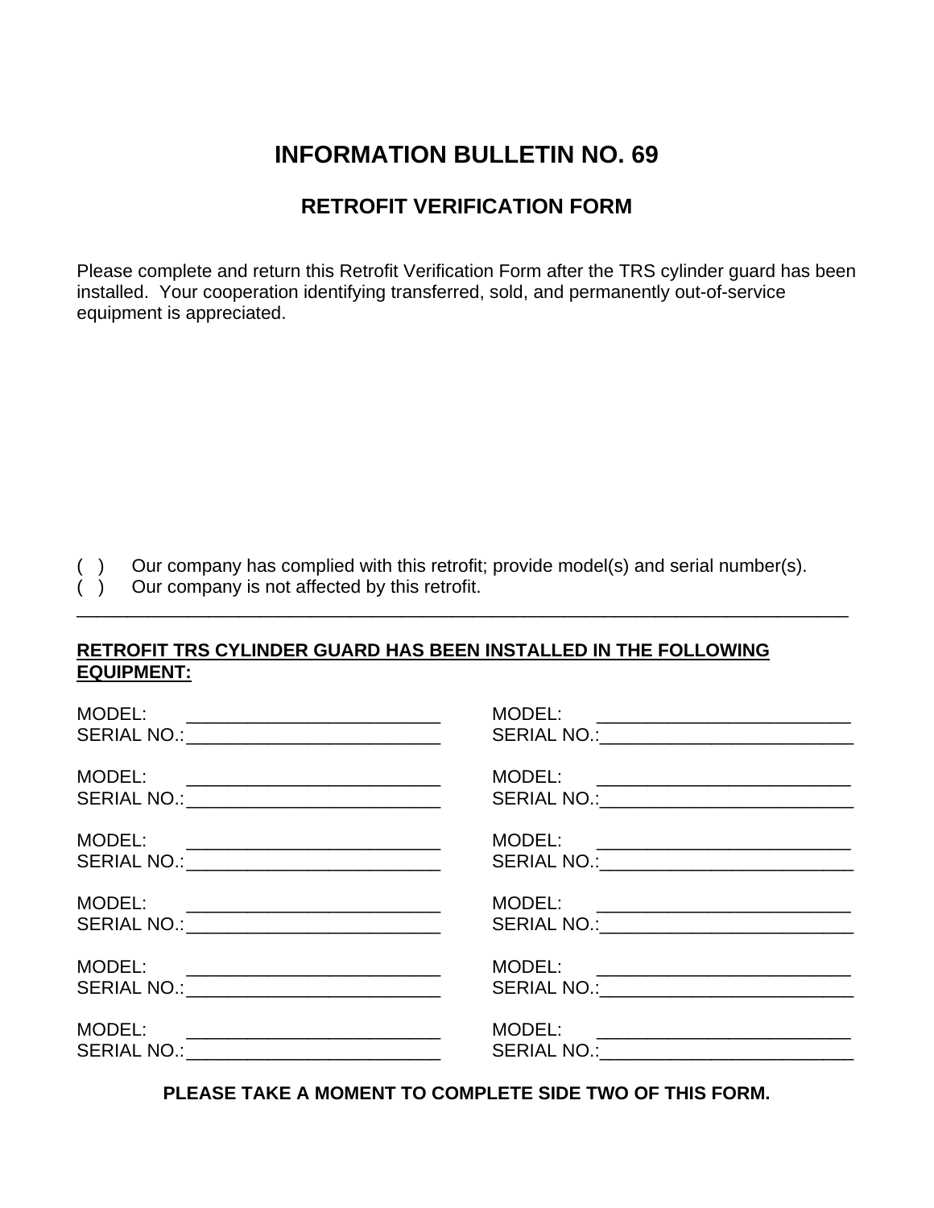# INFORMATION BULLETIN NO. 69

## RETROFIT VERIFICATION FORM

Please complete and return this Retrofit Verification Form after the TRS cylinder guard has been installed. Your cooperation identifying transferred, sold, and permanently out-of-service equipment is appreciated.

( ) Our company has complied with this retrofit; provide model(s) and serial number(s).
( ) Our company is not affected by this retrofit.

---

**RETROFIT TRS CYLINDER GUARD HAS BEEN INSTALLED IN THE FOLLOWING EQUIPMENT:**

MODEL: _________________________
SERIAL NO.:_________________________

MODEL: _________________________
SERIAL NO.:_________________________

MODEL: _________________________
SERIAL NO.:_________________________

MODEL: _________________________
SERIAL NO.:_________________________

MODEL: _________________________
SERIAL NO.:_________________________

MODEL: _________________________
SERIAL NO.:_________________________

MODEL: _________________________
SERIAL NO.:_________________________

MODEL: _________________________
SERIAL NO.:_________________________

MODEL: _________________________
SERIAL NO.:_________________________

MODEL: _________________________
SERIAL NO.:_________________________

MODEL: _________________________
SERIAL NO.:_________________________

MODEL: _________________________
SERIAL NO.:_________________________

**PLEASE TAKE A MOMENT TO COMPLETE SIDE TWO OF THIS FORM.**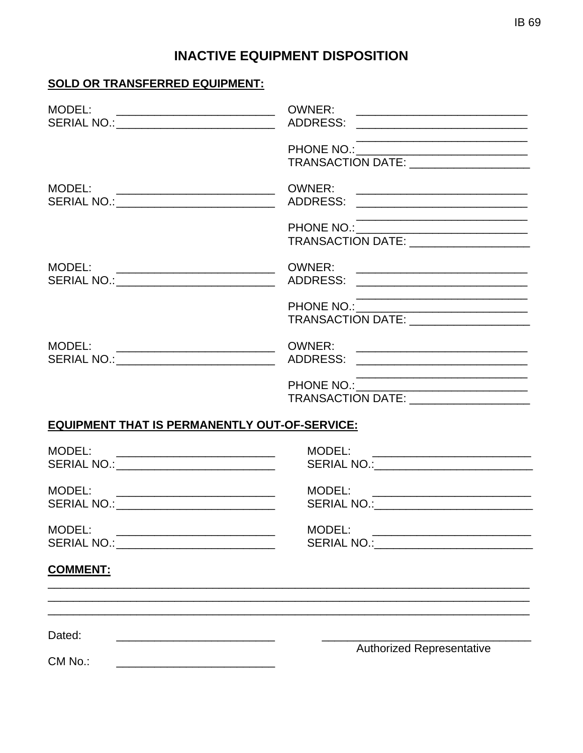IB 69

# INACTIVE EQUIPMENT DISPOSITION

**SOLD OR TRANSFERRED EQUIPMENT:**

MODEL: __________________________
SERIAL NO.:__________________________

OWNER: ____________________________
ADDRESS: ____________________________
____________________________
PHONE NO.:____________________________
TRANSACTION DATE: ____________________

MODEL: __________________________
SERIAL NO.:__________________________

OWNER: ____________________________
ADDRESS: ____________________________
____________________________
PHONE NO.:____________________________
TRANSACTION DATE: ____________________

MODEL: __________________________
SERIAL NO.:__________________________

OWNER: ____________________________
ADDRESS: ____________________________
____________________________
PHONE NO.:____________________________
TRANSACTION DATE: ____________________

MODEL: __________________________
SERIAL NO.:__________________________

OWNER: ____________________________
ADDRESS: ____________________________
____________________________
PHONE NO.:____________________________
TRANSACTION DATE: ____________________

**EQUIPMENT THAT IS PERMANENTLY OUT-OF-SERVICE:**

MODEL: __________________________
SERIAL NO.:__________________________

MODEL: __________________________
SERIAL NO.:__________________________

MODEL: __________________________
SERIAL NO.:__________________________

MODEL: __________________________
SERIAL NO.:__________________________

MODEL: __________________________
SERIAL NO.:__________________________

MODEL: __________________________
SERIAL NO.:__________________________

**COMMENT:**

______________________________________________________________________________
______________________________________________________________________________
______________________________________________________________________________

Dated: __________________________

__________________________________
Authorized Representative

CM No.: __________________________